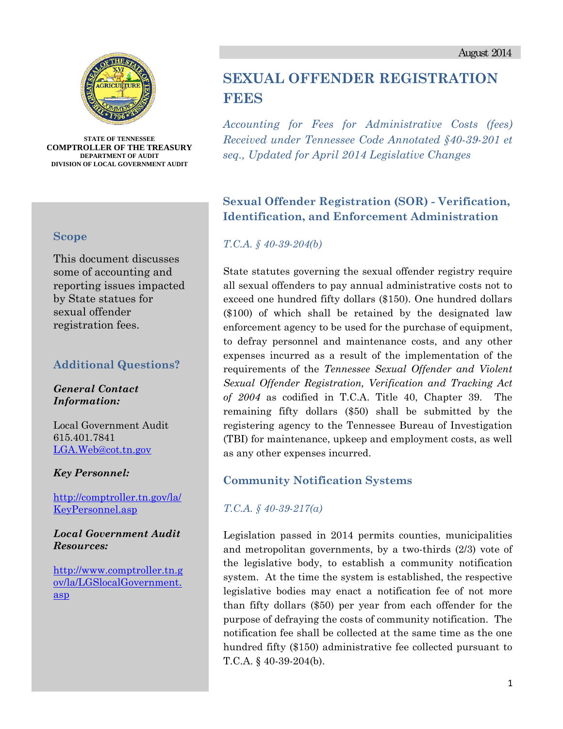STATE OF TENNESSEE
**COMPTROLLER OF THE TREASURY**
DEPARTMENT OF AUDIT
DIVISION OF LOCAL GOVERNMENT AUDIT

August 2014

# SEXUAL OFFENDER REGISTRATION FEES

*Accounting for Fees for Administrative Costs (fees) Received under Tennessee Code Annotated §40-39-201 et seq., Updated for April 2014 Legislative Changes*

### Scope

This document discusses some of accounting and reporting issues impacted by State statues for sexual offender registration fees.

### Additional Questions?

***General Contact Information:***

Local Government Audit
615.401.7841
LGA.Web@cot.tn.gov

***Key Personnel:***

http://comptroller.tn.gov/la/KeyPersonnel.asp

***Local Government Audit Resources:***

http://www.comptroller.tn.gov/la/LGSlocalGovernment.asp

## Sexual Offender Registration (SOR) - Verification, Identification, and Enforcement Administration

*T.C.A. § 40-39-204(b)*

State statutes governing the sexual offender registry require all sexual offenders to pay annual administrative costs not to exceed one hundred fifty dollars ($150). One hundred dollars ($100) of which shall be retained by the designated law enforcement agency to be used for the purchase of equipment, to defray personnel and maintenance costs, and any other expenses incurred as a result of the implementation of the requirements of the *Tennessee Sexual Offender and Violent Sexual Offender Registration, Verification and Tracking Act of 2004* as codified in T.C.A. Title 40, Chapter 39. The remaining fifty dollars ($50) shall be submitted by the registering agency to the Tennessee Bureau of Investigation (TBI) for maintenance, upkeep and employment costs, as well as any other expenses incurred.

## Community Notification Systems

*T.C.A. § 40-39-217(a)*

Legislation passed in 2014 permits counties, municipalities and metropolitan governments, by a two-thirds (2/3) vote of the legislative body, to establish a community notification system. At the time the system is established, the respective legislative bodies may enact a notification fee of not more than fifty dollars ($50) per year from each offender for the purpose of defraying the costs of community notification. The notification fee shall be collected at the same time as the one hundred fifty ($150) administrative fee collected pursuant to T.C.A. § 40-39-204(b).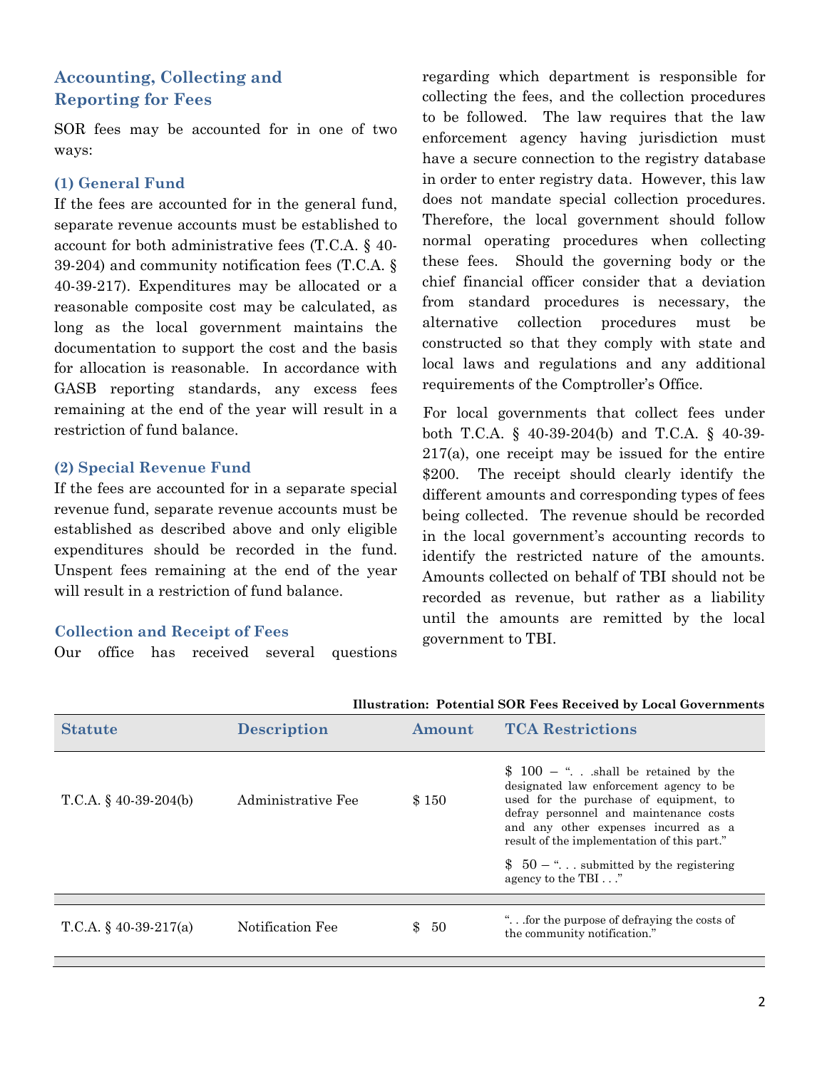## Accounting, Collecting and Reporting for Fees

SOR fees may be accounted for in one of two ways:

### (1) General Fund

If the fees are accounted for in the general fund, separate revenue accounts must be established to account for both administrative fees (T.C.A. § 40-39-204) and community notification fees (T.C.A. § 40-39-217). Expenditures may be allocated or a reasonable composite cost may be calculated, as long as the local government maintains the documentation to support the cost and the basis for allocation is reasonable. In accordance with GASB reporting standards, any excess fees remaining at the end of the year will result in a restriction of fund balance.

### (2) Special Revenue Fund

If the fees are accounted for in a separate special revenue fund, separate revenue accounts must be established as described above and only eligible expenditures should be recorded in the fund. Unspent fees remaining at the end of the year will result in a restriction of fund balance.

### Collection and Receipt of Fees

Our office has received several questions regarding which department is responsible for collecting the fees, and the collection procedures to be followed. The law requires that the law enforcement agency having jurisdiction must have a secure connection to the registry database in order to enter registry data. However, this law does not mandate special collection procedures. Therefore, the local government should follow normal operating procedures when collecting these fees. Should the governing body or the chief financial officer consider that a deviation from standard procedures is necessary, the alternative collection procedures must be constructed so that they comply with state and local laws and regulations and any additional requirements of the Comptroller's Office.

For local governments that collect fees under both T.C.A. § 40-39-204(b) and T.C.A. § 40-39-217(a), one receipt may be issued for the entire $200. The receipt should clearly identify the different amounts and corresponding types of fees being collected. The revenue should be recorded in the local government's accounting records to identify the restricted nature of the amounts. Amounts collected on behalf of TBI should not be recorded as revenue, but rather as a liability until the amounts are remitted by the local government to TBI.

**Illustration: Potential SOR Fees Received by Local Governments**

| Statute | Description | Amount | TCA Restrictions |
|---|---|---|---|
| T.C.A. § 40-39-204(b) | Administrative Fee | $ 150 | $ 100 – ". . .shall be retained by the designated law enforcement agency to be used for the purchase of equipment, to defray personnel and maintenance costs and any other expenses incurred as a result of the implementation of this part." $ 50 – ". . . submitted by the registering agency to the TBI . . ." |
| T.C.A. § 40-39-217(a) | Notification Fee | $ 50 | ". . .for the purpose of defraying the costs of the community notification." |